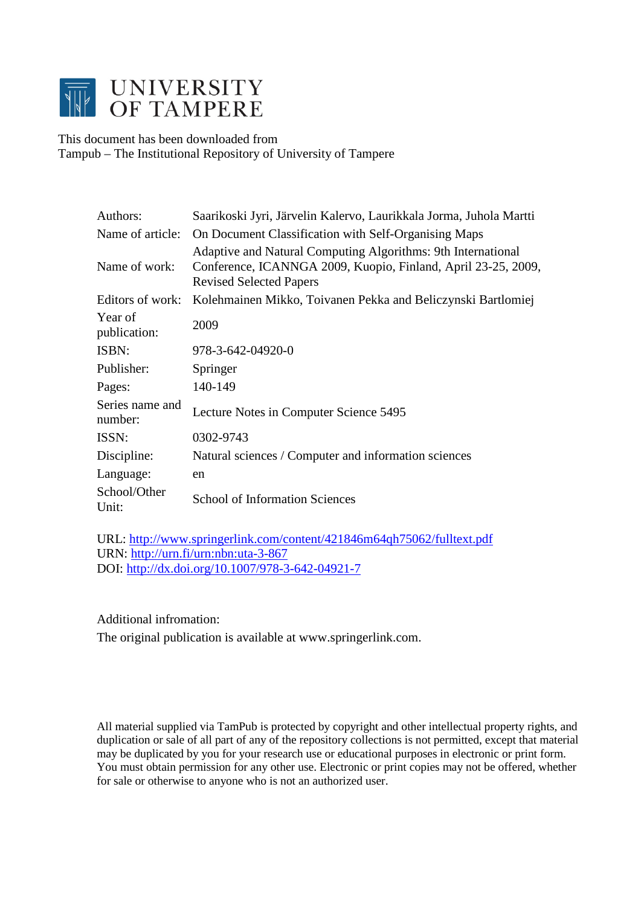# UNIVERSITY OF TAMPERE

This document has been downloaded from
Tampub – The Institutional Repository of University of Tampere

| | |
|---|---|
| Authors: | Saarikoski Jyri, Järvelin Kalervo, Laurikkala Jorma, Juhola Martti |
| Name of article: | On Document Classification with Self-Organising Maps |
| Name of work: | Adaptive and Natural Computing Algorithms: 9th International Conference, ICANNGA 2009, Kuopio, Finland, April 23-25, 2009, Revised Selected Papers |
| Editors of work: | Kolehmainen Mikko, Toivanen Pekka and Beliczynski Bartlomiej |
| Year of publication: | 2009 |
| ISBN: | 978-3-642-04920-0 |
| Publisher: | Springer |
| Pages: | 140-149 |
| Series name and number: | Lecture Notes in Computer Science 5495 |
| ISSN: | 0302-9743 |
| Discipline: | Natural sciences / Computer and information sciences |
| Language: | en |
| School/Other Unit: | School of Information Sciences |

URL: http://www.springerlink.com/content/421846m64qh75062/fulltext.pdf
URN: http://urn.fi/urn:nbn:uta-3-867
DOI: http://dx.doi.org/10.1007/978-3-642-04921-7

Additional infromation:

The original publication is available at www.springerlink.com.

All material supplied via TamPub is protected by copyright and other intellectual property rights, and duplication or sale of all part of any of the repository collections is not permitted, except that material may be duplicated by you for your research use or educational purposes in electronic or print form. You must obtain permission for any other use. Electronic or print copies may not be offered, whether for sale or otherwise to anyone who is not an authorized user.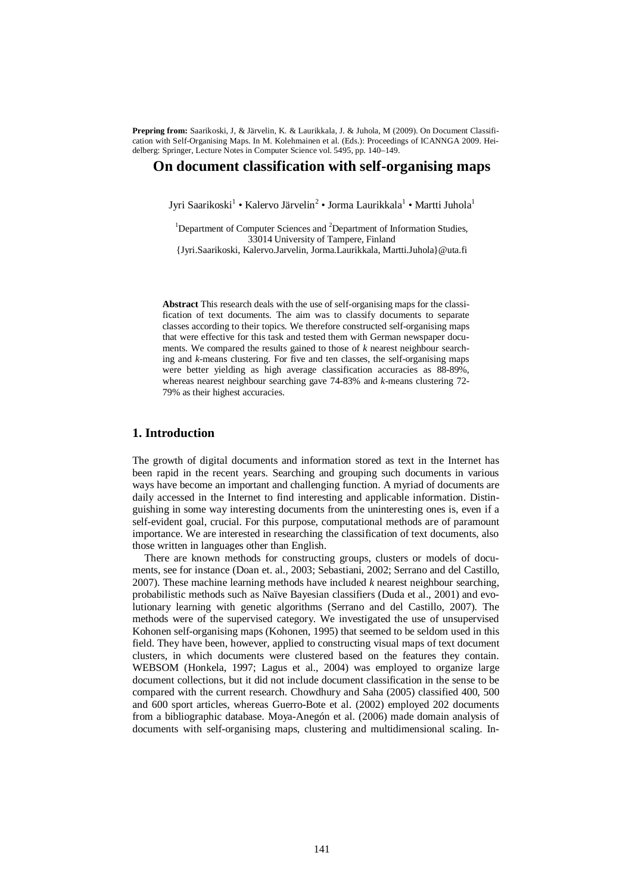**Prepring from:** Saarikoski, J, & Järvelin, K. & Laurikkala, J. & Juhola, M (2009). On Document Classification with Self-Organising Maps. In M. Kolehmainen et al. (Eds.): Proceedings of ICANNGA 2009. Heidelberg: Springer, Lecture Notes in Computer Science vol. 5495, pp. 140–149.

# On document classification with self-organising maps

Jyri Saarikoski[1] • Kalervo Järvelin[2] • Jorma Laurikkala[1] • Martti Juhola[1]

[1]Department of Computer Sciences and [2]Department of Information Studies, 33014 University of Tampere, Finland
{Jyri.Saarikoski, Kalervo.Jarvelin, Jorma.Laurikkala, Martti.Juhola}@uta.fi

**Abstract** This research deals with the use of self-organising maps for the classification of text documents. The aim was to classify documents to separate classes according to their topics. We therefore constructed self-organising maps that were effective for this task and tested them with German newspaper documents. We compared the results gained to those of *k* nearest neighbour searching and *k*-means clustering. For five and ten classes, the self-organising maps were better yielding as high average classification accuracies as 88-89%, whereas nearest neighbour searching gave 74-83% and *k*-means clustering 72-79% as their highest accuracies.

## 1. Introduction

The growth of digital documents and information stored as text in the Internet has been rapid in the recent years. Searching and grouping such documents in various ways have become an important and challenging function. A myriad of documents are daily accessed in the Internet to find interesting and applicable information. Distinguishing in some way interesting documents from the uninteresting ones is, even if a self-evident goal, crucial. For this purpose, computational methods are of paramount importance. We are interested in researching the classification of text documents, also those written in languages other than English.

There are known methods for constructing groups, clusters or models of documents, see for instance (Doan et. al., 2003; Sebastiani, 2002; Serrano and del Castillo, 2007). These machine learning methods have included *k* nearest neighbour searching, probabilistic methods such as Naïve Bayesian classifiers (Duda et al., 2001) and evolutionary learning with genetic algorithms (Serrano and del Castillo, 2007). The methods were of the supervised category. We investigated the use of unsupervised Kohonen self-organising maps (Kohonen, 1995) that seemed to be seldom used in this field. They have been, however, applied to constructing visual maps of text document clusters, in which documents were clustered based on the features they contain. WEBSOM (Honkela, 1997; Lagus et al., 2004) was employed to organize large document collections, but it did not include document classification in the sense to be compared with the current research. Chowdhury and Saha (2005) classified 400, 500 and 600 sport articles, whereas Guerro-Bote et al. (2002) employed 202 documents from a bibliographic database. Moya-Anegón et al. (2006) made domain analysis of documents with self-organising maps, clustering and multidimensional scaling. In-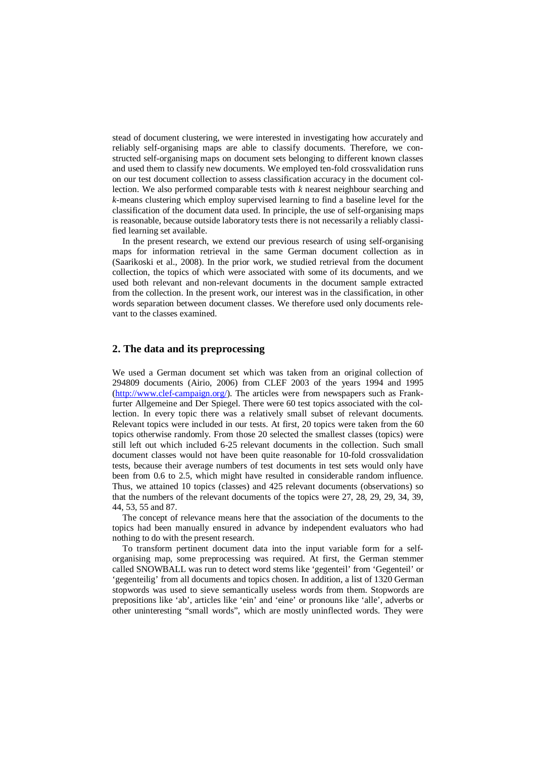stead of document clustering, we were interested in investigating how accurately and reliably self-organising maps are able to classify documents. Therefore, we constructed self-organising maps on document sets belonging to different known classes and used them to classify new documents. We employed ten-fold crossvalidation runs on our test document collection to assess classification accuracy in the document collection. We also performed comparable tests with *k* nearest neighbour searching and *k*-means clustering which employ supervised learning to find a baseline level for the classification of the document data used. In principle, the use of self-organising maps is reasonable, because outside laboratory tests there is not necessarily a reliably classified learning set available.

In the present research, we extend our previous research of using self-organising maps for information retrieval in the same German document collection as in (Saarikoski et al., 2008). In the prior work, we studied retrieval from the document collection, the topics of which were associated with some of its documents, and we used both relevant and non-relevant documents in the document sample extracted from the collection. In the present work, our interest was in the classification, in other words separation between document classes. We therefore used only documents relevant to the classes examined.

## 2. The data and its preprocessing

We used a German document set which was taken from an original collection of 294809 documents (Airio, 2006) from CLEF 2003 of the years 1994 and 1995 (http://www.clef-campaign.org/). The articles were from newspapers such as Frankfurter Allgemeine and Der Spiegel. There were 60 test topics associated with the collection. In every topic there was a relatively small subset of relevant documents. Relevant topics were included in our tests. At first, 20 topics were taken from the 60 topics otherwise randomly. From those 20 selected the smallest classes (topics) were still left out which included 6-25 relevant documents in the collection. Such small document classes would not have been quite reasonable for 10-fold crossvalidation tests, because their average numbers of test documents in test sets would only have been from 0.6 to 2.5, which might have resulted in considerable random influence. Thus, we attained 10 topics (classes) and 425 relevant documents (observations) so that the numbers of the relevant documents of the topics were 27, 28, 29, 29, 34, 39, 44, 53, 55 and 87.

The concept of relevance means here that the association of the documents to the topics had been manually ensured in advance by independent evaluators who had nothing to do with the present research.

To transform pertinent document data into the input variable form for a self-organising map, some preprocessing was required. At first, the German stemmer called SNOWBALL was run to detect word stems like 'gegenteil' from 'Gegenteil' or 'gegenteilig' from all documents and topics chosen. In addition, a list of 1320 German stopwords was used to sieve semantically useless words from them. Stopwords are prepositions like 'ab', articles like 'ein' and 'eine' or pronouns like 'alle', adverbs or other uninteresting "small words", which are mostly uninflected words. They were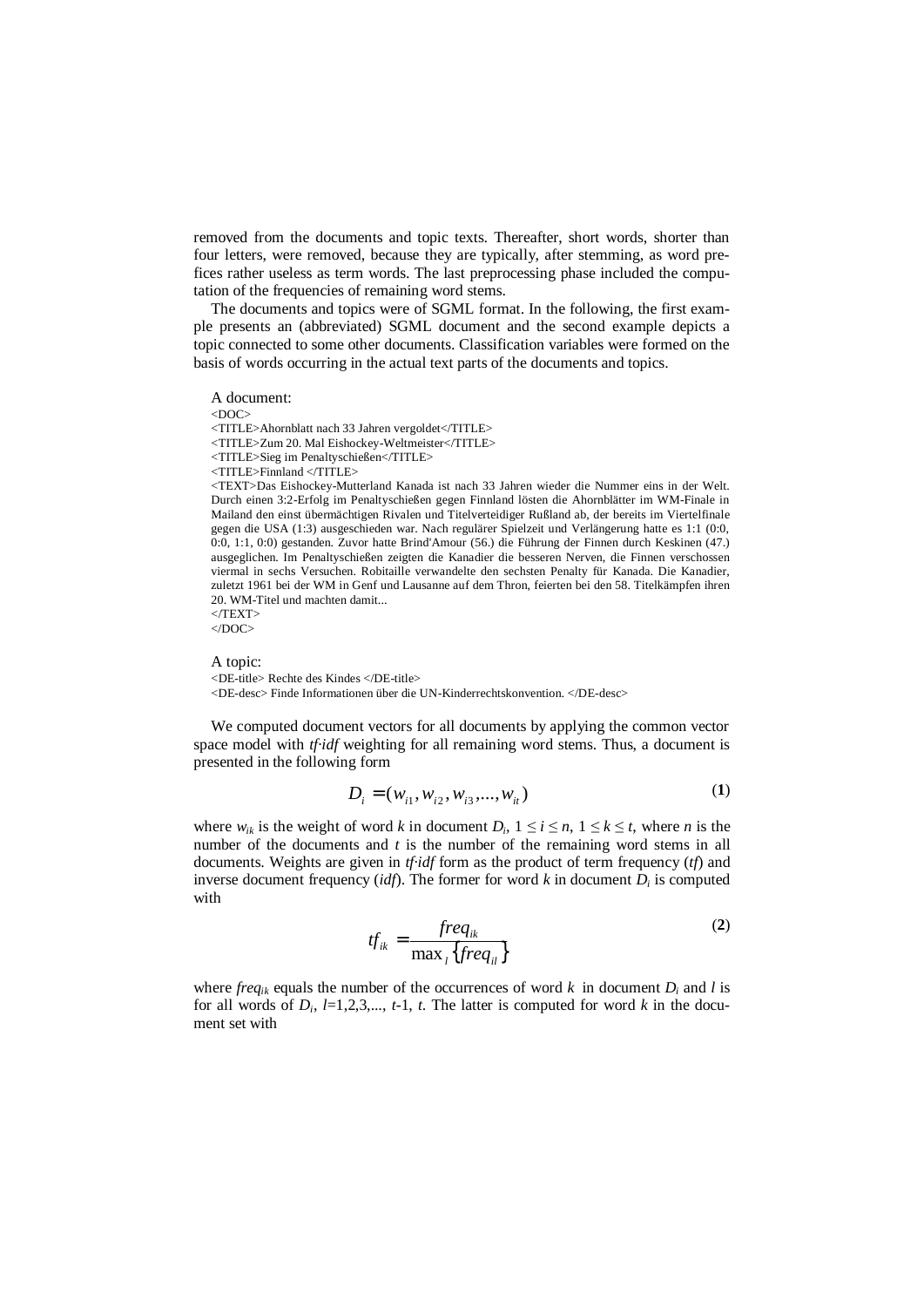removed from the documents and topic texts. Thereafter, short words, shorter than four letters, were removed, because they are typically, after stemming, as word prefices rather useless as term words. The last preprocessing phase included the computation of the frequencies of remaining word stems.

The documents and topics were of SGML format. In the following, the first example presents an (abbreviated) SGML document and the second example depicts a topic connected to some other documents. Classification variables were formed on the basis of words occurring in the actual text parts of the documents and topics.

A document:

```
<DOC>
<TITLE>Ahornblatt nach 33 Jahren vergoldet</TITLE>
<TITLE>Zum 20. Mal Eishockey-Weltmeister</TITLE>
<TITLE>Sieg im Penaltyschießen</TITLE>
<TITLE>Finnland </TITLE>
<TEXT>Das Eishockey-Mutterland Kanada ist nach 33 Jahren wieder die Nummer eins in der Welt. Durch einen 3:2-Erfolg im Penaltyschießen gegen Finnland lösten die Ahornblätter im WM-Finale in Mailand den einst übermächtigen Rivalen und Titelverteidiger Rußland ab, der bereits im Viertelfinale gegen die USA (1:3) ausgeschieden war. Nach regulärer Spielzeit und Verlängerung hatte es 1:1 (0:0, 0:0, 1:1, 0:0) gestanden. Zuvor hatte Brind'Amour (56.) die Führung der Finnen durch Keskinen (47.) ausgeglichen. Im Penaltyschießen zeigten die Kanadier die besseren Nerven, die Finnen verschossen viermal in sechs Versuchen. Robitaille verwandelte den sechsten Penalty für Kanada. Die Kanadier, zuletzt 1961 bei der WM in Genf und Lausanne auf dem Thron, feierten bei den 58. Titelkämpfen ihren 20. WM-Titel und machten damit...
</TEXT>
</DOC>
```

A topic:

```
<DE-title> Rechte des Kindes </DE-title>
<DE-desc> Finde Informationen über die UN-Kinderrechtskonvention. </DE-desc>
```

We computed document vectors for all documents by applying the common vector space model with *tf·idf* weighting for all remaining word stems. Thus, a document is presented in the following form

$$D_i = (w_{i1}, w_{i2}, w_{i3}, ..., w_{it}) \tag{1}$$

where $w_{ik}$ is the weight of word $k$ in document $D_i$, $1 \leq i \leq n$, $1 \leq k \leq t$, where $n$ is the number of the documents and $t$ is the number of the remaining word stems in all documents. Weights are given in *tf·idf* form as the product of term frequency (*tf*) and inverse document frequency (*idf*). The former for word $k$ in document $D_i$ is computed with

$$tf_{ik} = \frac{freq_{ik}}{\max_l \{freq_{il}\}} \tag{2}$$

where $freq_{ik}$ equals the number of the occurrences of word $k$ in document $D_i$ and $l$ is for all words of $D_i$, $l$=1,2,3,..., $t$-1, $t$. The latter is computed for word $k$ in the document set with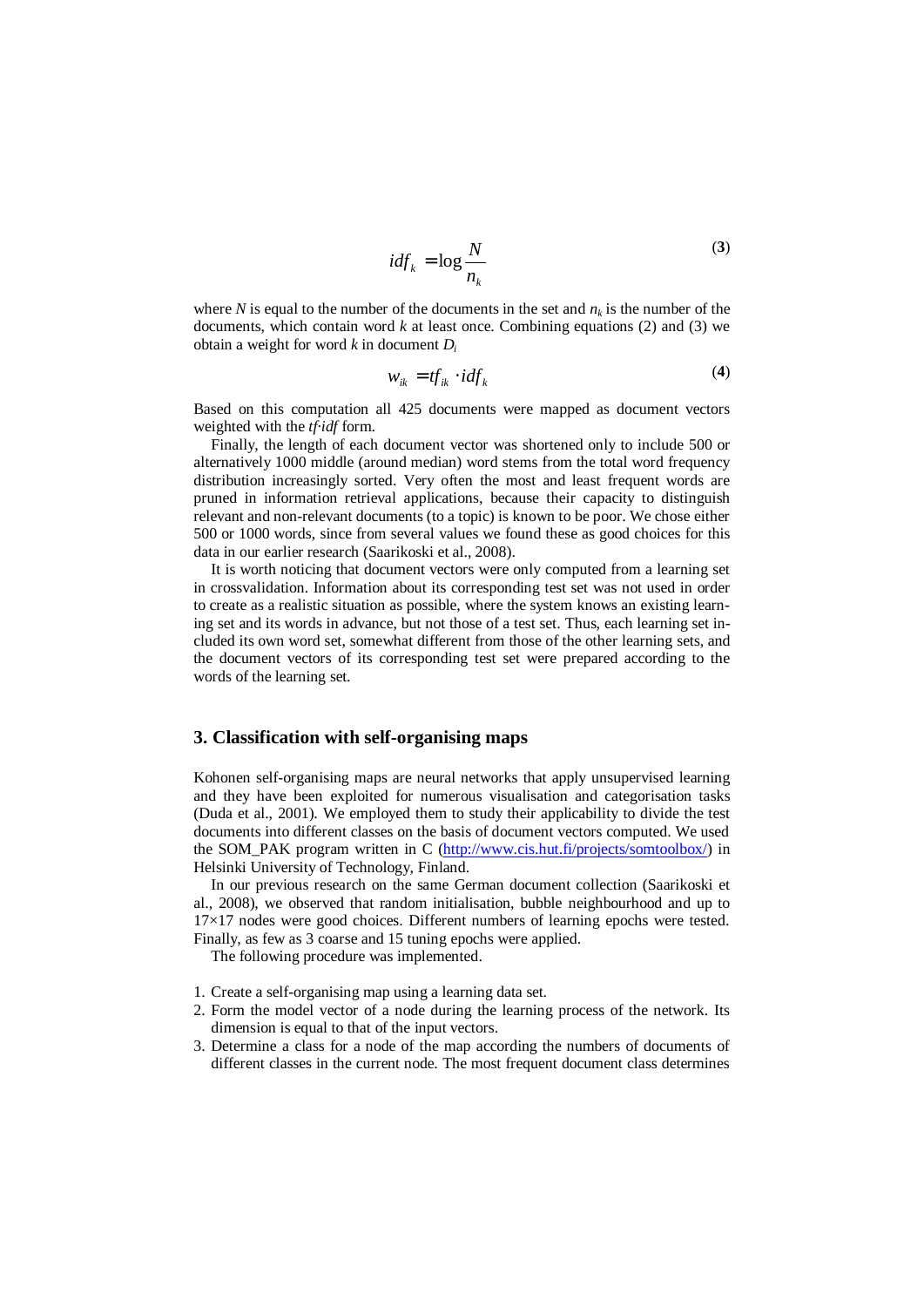$$idf_k = \log \frac{N}{n_k} \tag{3}$$

where $N$ is equal to the number of the documents in the set and $n_k$ is the number of the documents, which contain word $k$ at least once. Combining equations (2) and (3) we obtain a weight for word $k$ in document $D_i$

$$w_{ik} = tf_{ik} \cdot idf_k \tag{4}$$

Based on this computation all 425 documents were mapped as document vectors weighted with the $tf{\cdot}idf$ form.

Finally, the length of each document vector was shortened only to include 500 or alternatively 1000 middle (around median) word stems from the total word frequency distribution increasingly sorted. Very often the most and least frequent words are pruned in information retrieval applications, because their capacity to distinguish relevant and non-relevant documents (to a topic) is known to be poor. We chose either 500 or 1000 words, since from several values we found these as good choices for this data in our earlier research (Saarikoski et al., 2008).

It is worth noticing that document vectors were only computed from a learning set in crossvalidation. Information about its corresponding test set was not used in order to create as a realistic situation as possible, where the system knows an existing learning set and its words in advance, but not those of a test set. Thus, each learning set included its own word set, somewhat different from those of the other learning sets, and the document vectors of its corresponding test set were prepared according to the words of the learning set.

## 3. Classification with self-organising maps

Kohonen self-organising maps are neural networks that apply unsupervised learning and they have been exploited for numerous visualisation and categorisation tasks (Duda et al., 2001). We employed them to study their applicability to divide the test documents into different classes on the basis of document vectors computed. We used the SOM_PAK program written in C (http://www.cis.hut.fi/projects/somtoolbox/) in Helsinki University of Technology, Finland.

In our previous research on the same German document collection (Saarikoski et al., 2008), we observed that random initialisation, bubble neighbourhood and up to 17×17 nodes were good choices. Different numbers of learning epochs were tested. Finally, as few as 3 coarse and 15 tuning epochs were applied.

The following procedure was implemented.

1. Create a self-organising map using a learning data set.
2. Form the model vector of a node during the learning process of the network. Its dimension is equal to that of the input vectors.
3. Determine a class for a node of the map according the numbers of documents of different classes in the current node. The most frequent document class determines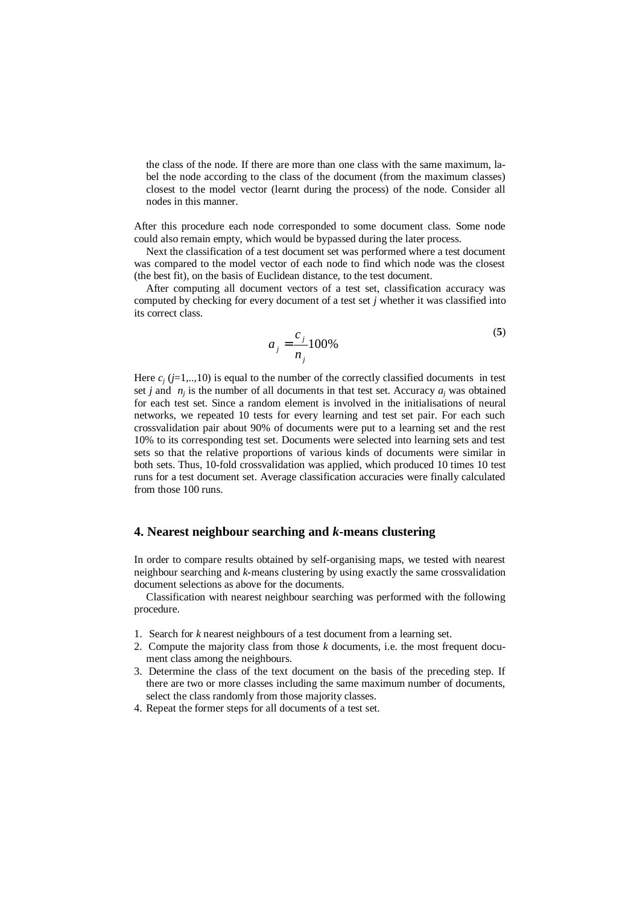the class of the node. If there are more than one class with the same maximum, label the node according to the class of the document (from the maximum classes) closest to the model vector (learnt during the process) of the node. Consider all nodes in this manner.

After this procedure each node corresponded to some document class. Some node could also remain empty, which would be bypassed during the later process.

Next the classification of a test document set was performed where a test document was compared to the model vector of each node to find which node was the closest (the best fit), on the basis of Euclidean distance, to the test document.

After computing all document vectors of a test set, classification accuracy was computed by checking for every document of a test set *j* whether it was classified into its correct class.

$$a_j = \frac{c_j}{n_j} 100\% \tag{5}$$

Here $c_j$ ($j$=1,..,10) is equal to the number of the correctly classified documents in test set *j* and $n_j$ is the number of all documents in that test set. Accuracy $a_j$ was obtained for each test set. Since a random element is involved in the initialisations of neural networks, we repeated 10 tests for every learning and test set pair. For each such crossvalidation pair about 90% of documents were put to a learning set and the rest 10% to its corresponding test set. Documents were selected into learning sets and test sets so that the relative proportions of various kinds of documents were similar in both sets. Thus, 10-fold crossvalidation was applied, which produced 10 times 10 test runs for a test document set. Average classification accuracies were finally calculated from those 100 runs.

## 4. Nearest neighbour searching and *k*-means clustering

In order to compare results obtained by self-organising maps, we tested with nearest neighbour searching and *k*-means clustering by using exactly the same crossvalidation document selections as above for the documents.

Classification with nearest neighbour searching was performed with the following procedure.

1. Search for *k* nearest neighbours of a test document from a learning set.
2. Compute the majority class from those *k* documents, i.e. the most frequent document class among the neighbours.
3. Determine the class of the text document on the basis of the preceding step. If there are two or more classes including the same maximum number of documents, select the class randomly from those majority classes.
4. Repeat the former steps for all documents of a test set.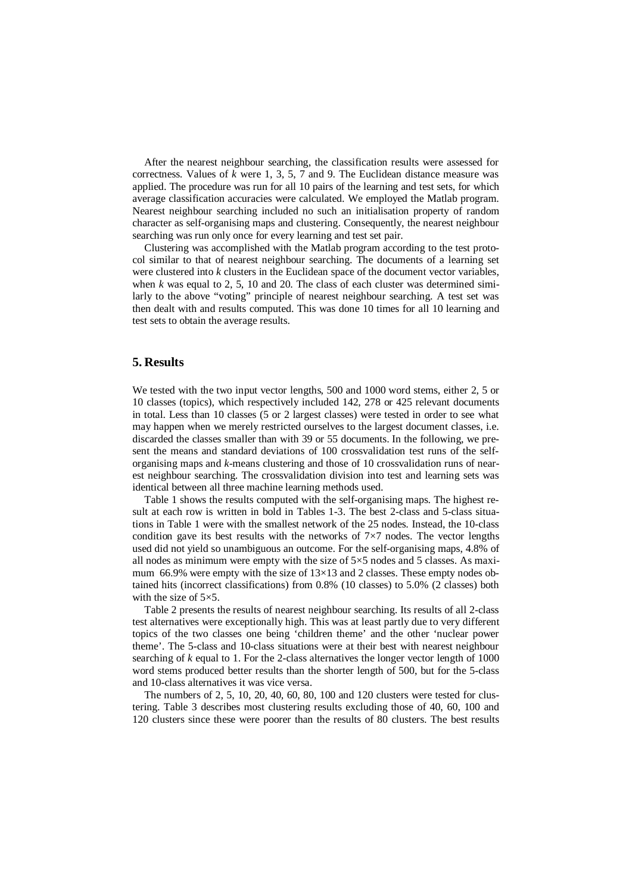After the nearest neighbour searching, the classification results were assessed for correctness. Values of *k* were 1, 3, 5, 7 and 9. The Euclidean distance measure was applied. The procedure was run for all 10 pairs of the learning and test sets, for which average classification accuracies were calculated. We employed the Matlab program. Nearest neighbour searching included no such an initialisation property of random character as self-organising maps and clustering. Consequently, the nearest neighbour searching was run only once for every learning and test set pair.

Clustering was accomplished with the Matlab program according to the test protocol similar to that of nearest neighbour searching. The documents of a learning set were clustered into *k* clusters in the Euclidean space of the document vector variables, when *k* was equal to 2, 5, 10 and 20. The class of each cluster was determined similarly to the above "voting" principle of nearest neighbour searching. A test set was then dealt with and results computed. This was done 10 times for all 10 learning and test sets to obtain the average results.

## 5. Results

We tested with the two input vector lengths, 500 and 1000 word stems, either 2, 5 or 10 classes (topics), which respectively included 142, 278 or 425 relevant documents in total. Less than 10 classes (5 or 2 largest classes) were tested in order to see what may happen when we merely restricted ourselves to the largest document classes, i.e. discarded the classes smaller than with 39 or 55 documents. In the following, we present the means and standard deviations of 100 crossvalidation test runs of the self-organising maps and *k*-means clustering and those of 10 crossvalidation runs of nearest neighbour searching. The crossvalidation division into test and learning sets was identical between all three machine learning methods used.

Table 1 shows the results computed with the self-organising maps. The highest result at each row is written in bold in Tables 1-3. The best 2-class and 5-class situations in Table 1 were with the smallest network of the 25 nodes. Instead, the 10-class condition gave its best results with the networks of 7×7 nodes. The vector lengths used did not yield so unambiguous an outcome. For the self-organising maps, 4.8% of all nodes as minimum were empty with the size of 5×5 nodes and 5 classes. As maximum 66.9% were empty with the size of 13×13 and 2 classes. These empty nodes obtained hits (incorrect classifications) from 0.8% (10 classes) to 5.0% (2 classes) both with the size of 5×5.

Table 2 presents the results of nearest neighbour searching. Its results of all 2-class test alternatives were exceptionally high. This was at least partly due to very different topics of the two classes one being 'children theme' and the other 'nuclear power theme'. The 5-class and 10-class situations were at their best with nearest neighbour searching of *k* equal to 1. For the 2-class alternatives the longer vector length of 1000 word stems produced better results than the shorter length of 500, but for the 5-class and 10-class alternatives it was vice versa.

The numbers of 2, 5, 10, 20, 40, 60, 80, 100 and 120 clusters were tested for clustering. Table 3 describes most clustering results excluding those of 40, 60, 100 and 120 clusters since these were poorer than the results of 80 clusters. The best results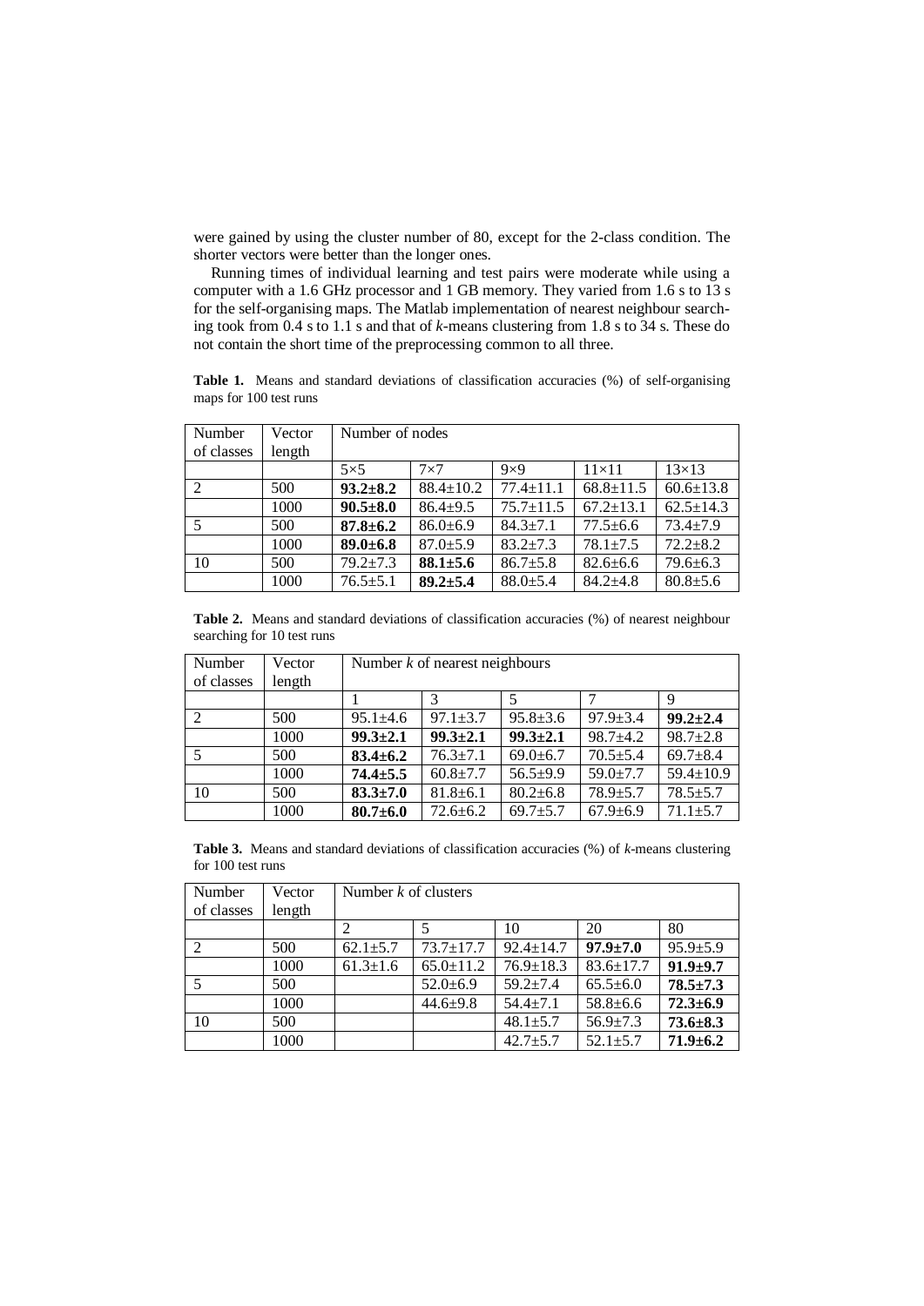were gained by using the cluster number of 80, except for the 2-class condition. The shorter vectors were better than the longer ones.

Running times of individual learning and test pairs were moderate while using a computer with a 1.6 GHz processor and 1 GB memory. They varied from 1.6 s to 13 s for the self-organising maps. The Matlab implementation of nearest neighbour searching took from 0.4 s to 1.1 s and that of *k*-means clustering from 1.8 s to 34 s. These do not contain the short time of the preprocessing common to all three.

**Table 1.** Means and standard deviations of classification accuracies (%) of self-organising maps for 100 test runs

| Number of classes | Vector length | Number of nodes | | | | |
|---|---|---|---|---|---|---|
| | | 5×5 | 7×7 | 9×9 | 11×11 | 13×13 |
| 2 | 500 | **93.2±8.2** | 88.4±10.2 | 77.4±11.1 | 68.8±11.5 | 60.6±13.8 |
| | 1000 | **90.5±8.0** | 86.4±9.5 | 75.7±11.5 | 67.2±13.1 | 62.5±14.3 |
| 5 | 500 | **87.8±6.2** | 86.0±6.9 | 84.3±7.1 | 77.5±6.6 | 73.4±7.9 |
| | 1000 | **89.0±6.8** | 87.0±5.9 | 83.2±7.3 | 78.1±7.5 | 72.2±8.2 |
| 10 | 500 | 79.2±7.3 | **88.1±5.6** | 86.7±5.8 | 82.6±6.6 | 79.6±6.3 |
| | 1000 | 76.5±5.1 | **89.2±5.4** | 88.0±5.4 | 84.2±4.8 | 80.8±5.6 |

**Table 2.** Means and standard deviations of classification accuracies (%) of nearest neighbour searching for 10 test runs

| Number of classes | Vector length | Number *k* of nearest neighbours | | | | |
|---|---|---|---|---|---|---|
| | | 1 | 3 | 5 | 7 | 9 |
| 2 | 500 | 95.1±4.6 | 97.1±3.7 | 95.8±3.6 | 97.9±3.4 | **99.2±2.4** |
| | 1000 | **99.3±2.1** | **99.3±2.1** | **99.3±2.1** | 98.7±4.2 | 98.7±2.8 |
| 5 | 500 | **83.4±6.2** | 76.3±7.1 | 69.0±6.7 | 70.5±5.4 | 69.7±8.4 |
| | 1000 | **74.4±5.5** | 60.8±7.7 | 56.5±9.9 | 59.0±7.7 | 59.4±10.9 |
| 10 | 500 | **83.3±7.0** | 81.8±6.1 | 80.2±6.8 | 78.9±5.7 | 78.5±5.7 |
| | 1000 | **80.7±6.0** | 72.6±6.2 | 69.7±5.7 | 67.9±6.9 | 71.1±5.7 |

**Table 3.** Means and standard deviations of classification accuracies (%) of *k*-means clustering for 100 test runs

| Number of classes | Vector length | Number *k* of clusters | | | | |
|---|---|---|---|---|---|---|
| | | 2 | 5 | 10 | 20 | 80 |
| 2 | 500 | 62.1±5.7 | 73.7±17.7 | 92.4±14.7 | **97.9±7.0** | 95.9±5.9 |
| | 1000 | 61.3±1.6 | 65.0±11.2 | 76.9±18.3 | 83.6±17.7 | **91.9±9.7** |
| 5 | 500 | | 52.0±6.9 | 59.2±7.4 | 65.5±6.0 | **78.5±7.3** |
| | 1000 | | 44.6±9.8 | 54.4±7.1 | 58.8±6.6 | **72.3±6.9** |
| 10 | 500 | | | 48.1±5.7 | 56.9±7.3 | **73.6±8.3** |
| | 1000 | | | 42.7±5.7 | 52.1±5.7 | **71.9±6.2** |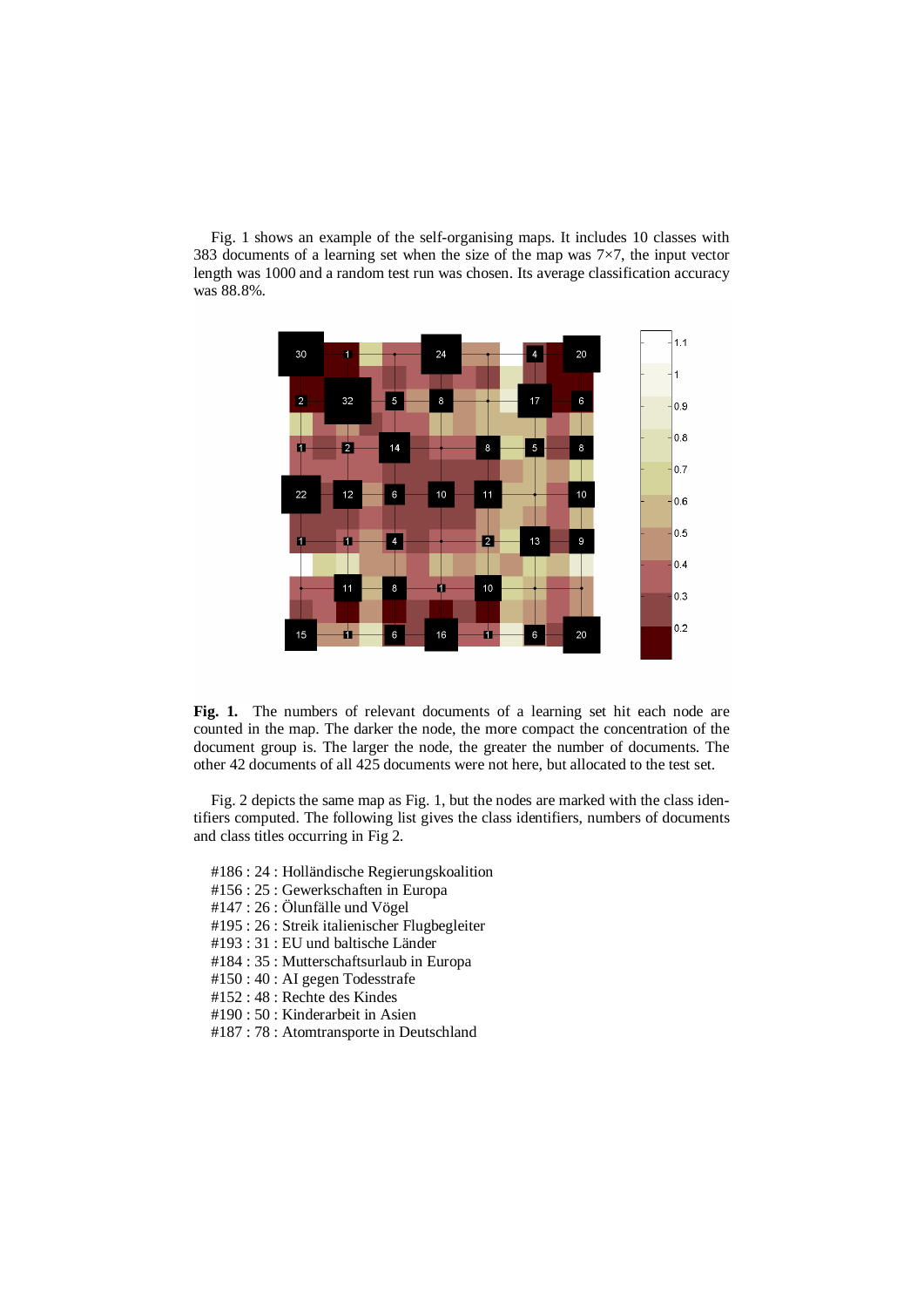Fig. 1 shows an example of the self-organising maps. It includes 10 classes with 383 documents of a learning set when the size of the map was 7×7, the input vector length was 1000 and a random test run was chosen. Its average classification accuracy was 88.8%.

**Fig. 1.** The numbers of relevant documents of a learning set hit each node are counted in the map. The darker the node, the more compact the concentration of the document group is. The larger the node, the greater the number of documents. The other 42 documents of all 425 documents were not here, but allocated to the test set.

Fig. 2 depicts the same map as Fig. 1, but the nodes are marked with the class identifiers computed. The following list gives the class identifiers, numbers of documents and class titles occurring in Fig 2.

- #186 : 24 : Holländische Regierungskoalition
- #156 : 25 : Gewerkschaften in Europa
- #147 : 26 : Ölunfälle und Vögel
- #195 : 26 : Streik italienischer Flugbegleiter
- #193 : 31 : EU und baltische Länder
- #184 : 35 : Mutterschaftsurlaub in Europa
- #150 : 40 : AI gegen Todesstrafe
- #152 : 48 : Rechte des Kindes
- #190 : 50 : Kinderarbeit in Asien
- #187 : 78 : Atomtransporte in Deutschland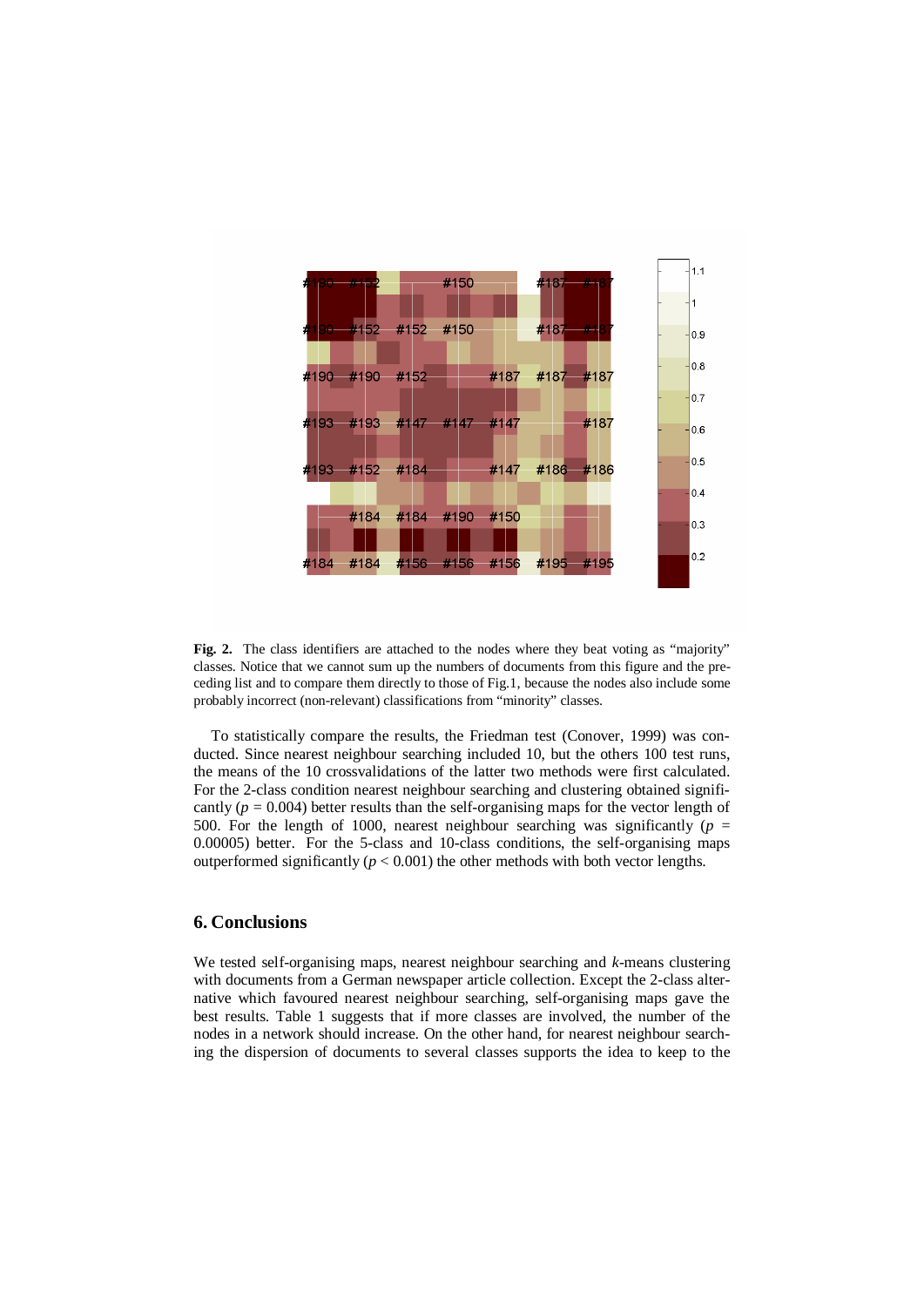**Fig. 2.** The class identifiers are attached to the nodes where they beat voting as "majority" classes. Notice that we cannot sum up the numbers of documents from this figure and the preceding list and to compare them directly to those of Fig.1, because the nodes also include some probably incorrect (non-relevant) classifications from "minority" classes.

To statistically compare the results, the Friedman test (Conover, 1999) was conducted. Since nearest neighbour searching included 10, but the others 100 test runs, the means of the 10 crossvalidations of the latter two methods were first calculated. For the 2-class condition nearest neighbour searching and clustering obtained significantly ($p$ = 0.004) better results than the self-organising maps for the vector length of 500. For the length of 1000, nearest neighbour searching was significantly ($p$ = 0.00005) better. For the 5-class and 10-class conditions, the self-organising maps outperformed significantly ($p < 0.001$) the other methods with both vector lengths.

## 6. Conclusions

We tested self-organising maps, nearest neighbour searching and *k*-means clustering with documents from a German newspaper article collection. Except the 2-class alternative which favoured nearest neighbour searching, self-organising maps gave the best results. Table 1 suggests that if more classes are involved, the number of the nodes in a network should increase. On the other hand, for nearest neighbour searching the dispersion of documents to several classes supports the idea to keep to the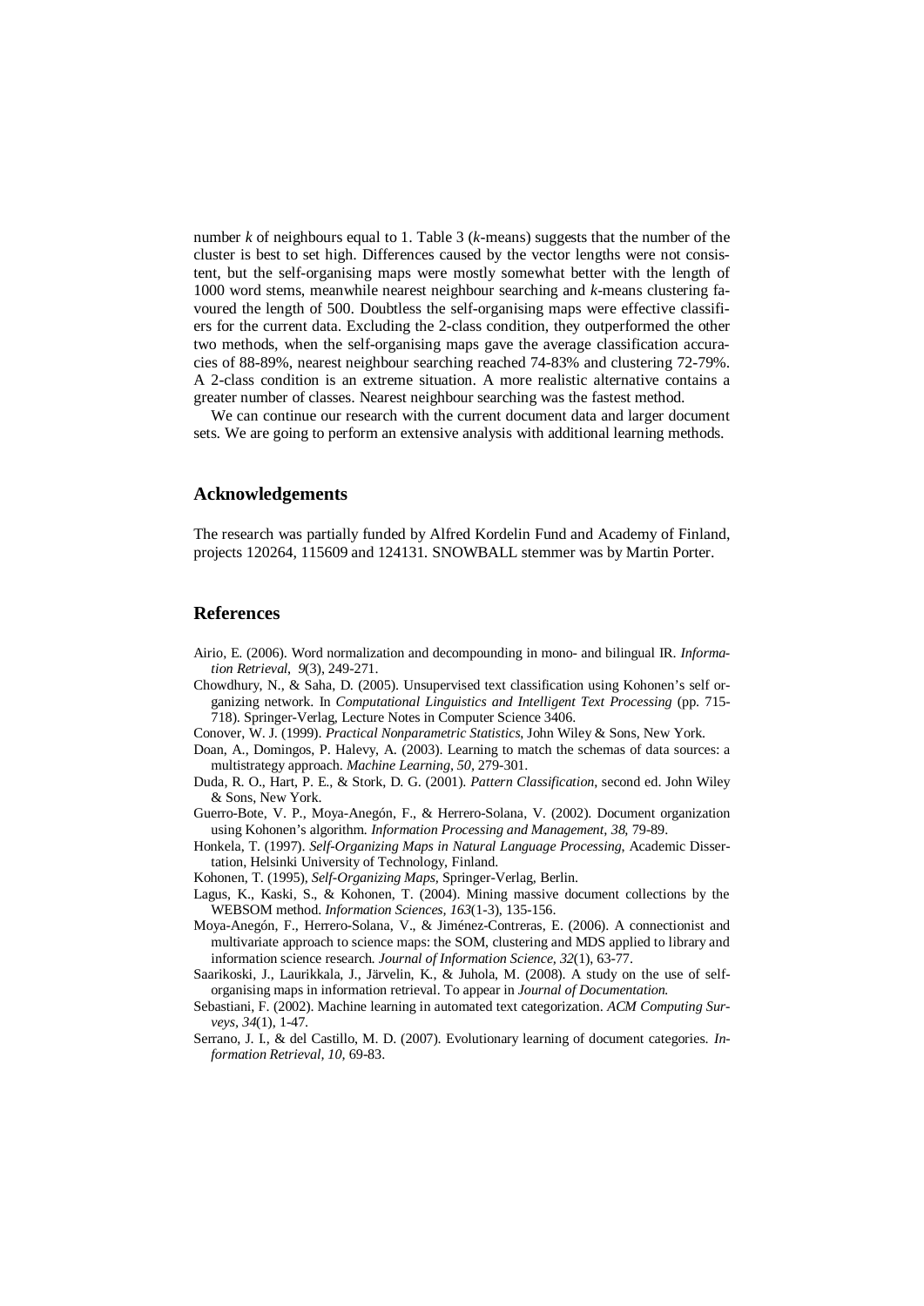number *k* of neighbours equal to 1. Table 3 (*k*-means) suggests that the number of the cluster is best to set high. Differences caused by the vector lengths were not consistent, but the self-organising maps were mostly somewhat better with the length of 1000 word stems, meanwhile nearest neighbour searching and *k*-means clustering favoured the length of 500. Doubtless the self-organising maps were effective classifiers for the current data. Excluding the 2-class condition, they outperformed the other two methods, when the self-organising maps gave the average classification accuracies of 88-89%, nearest neighbour searching reached 74-83% and clustering 72-79%. A 2-class condition is an extreme situation. A more realistic alternative contains a greater number of classes. Nearest neighbour searching was the fastest method.

We can continue our research with the current document data and larger document sets. We are going to perform an extensive analysis with additional learning methods.

## Acknowledgements

The research was partially funded by Alfred Kordelin Fund and Academy of Finland, projects 120264, 115609 and 124131. SNOWBALL stemmer was by Martin Porter.

## References

Airio, E. (2006). Word normalization and decompounding in mono- and bilingual IR. *Information Retrieval, 9*(3), 249-271.

Chowdhury, N., & Saha, D. (2005). Unsupervised text classification using Kohonen's self organizing network. In *Computational Linguistics and Intelligent Text Processing* (pp. 715-718). Springer-Verlag, Lecture Notes in Computer Science 3406.

Conover, W. J. (1999). *Practical Nonparametric Statistics*, John Wiley & Sons, New York.

Doan, A., Domingos, P. Halevy, A. (2003). Learning to match the schemas of data sources: a multistrategy approach. *Machine Learning, 50*, 279-301.

Duda, R. O., Hart, P. E., & Stork, D. G. (2001). *Pattern Classification*, second ed. John Wiley & Sons, New York.

Guerro-Bote, V. P., Moya-Anegón, F., & Herrero-Solana, V. (2002). Document organization using Kohonen's algorithm. *Information Processing and Management, 38*, 79-89.

Honkela, T. (1997). *Self-Organizing Maps in Natural Language Processing*, Academic Dissertation, Helsinki University of Technology, Finland.

Kohonen, T. (1995), *Self-Organizing Maps*, Springer-Verlag, Berlin.

Lagus, K., Kaski, S., & Kohonen, T. (2004). Mining massive document collections by the WEBSOM method. *Information Sciences, 163*(1-3), 135-156.

Moya-Anegón, F., Herrero-Solana, V., & Jiménez-Contreras, E. (2006). A connectionist and multivariate approach to science maps: the SOM, clustering and MDS applied to library and information science research. *Journal of Information Science, 32*(1), 63-77.

Saarikoski, J., Laurikkala, J., Järvelin, K., & Juhola, M. (2008). A study on the use of self-organising maps in information retrieval. To appear in *Journal of Documentation*.

Sebastiani, F. (2002). Machine learning in automated text categorization. *ACM Computing Surveys, 34*(1), 1-47.

Serrano, J. I., & del Castillo, M. D. (2007). Evolutionary learning of document categories. *Information Retrieval, 10*, 69-83.